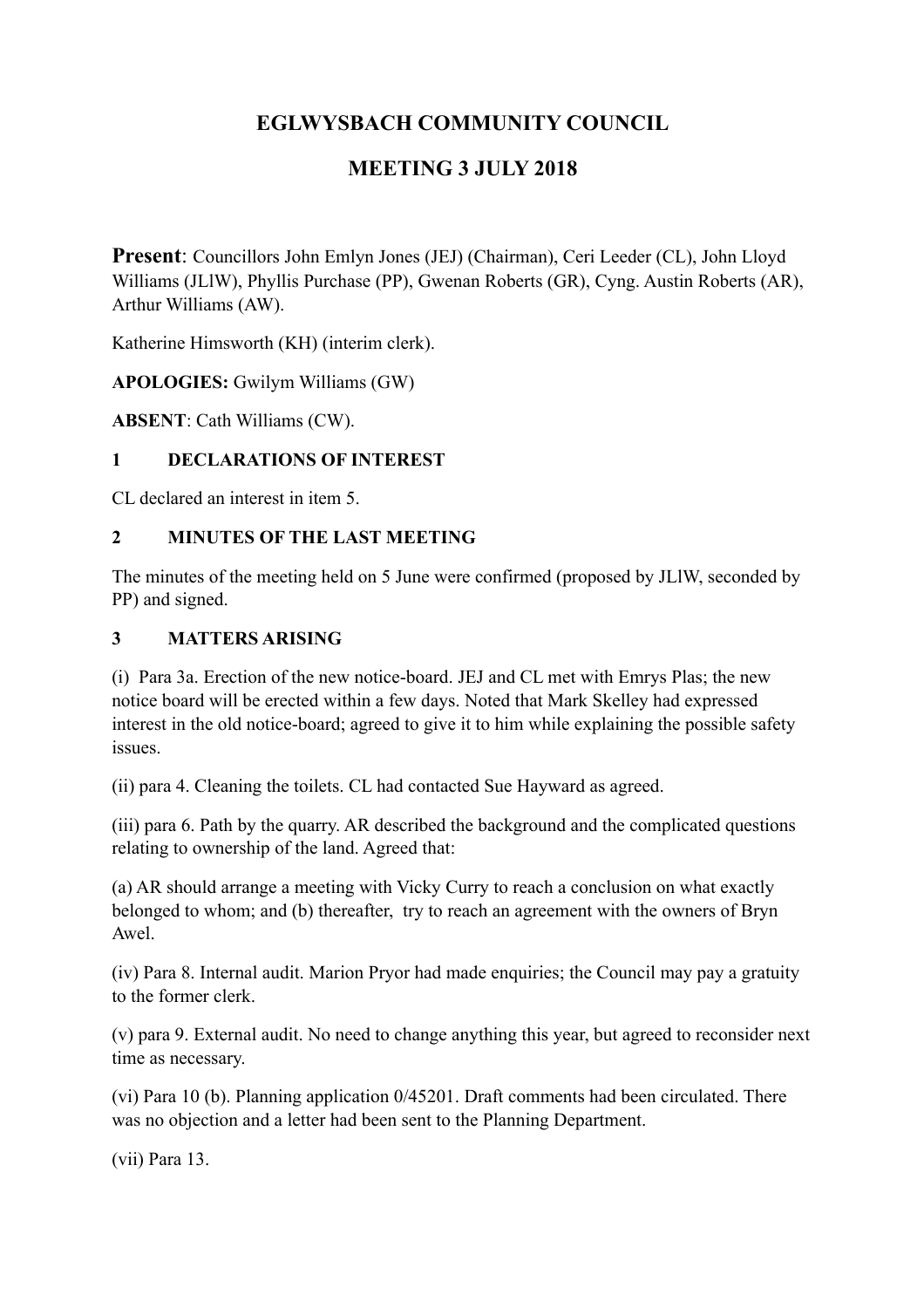# EGLWYSBACH COMMUNITY COUNCIL

## MEETING 3 JULY 2018

**Present**: Councillors John Emlyn Jones (JEJ) (Chairman), Ceri Leeder (CL), John Lloyd Williams (JLlW), Phyllis Purchase (PP), Gwenan Roberts (GR), Cyng. Austin Roberts (AR), Arthur Williams (AW).

Katherine Himsworth (KH) (interim clerk).

**APOLOGIES:** Gwilym Williams (GW)

**ABSENT**: Cath Williams (CW).

### 1 DECLARATIONS OF INTEREST

CL declared an interest in item 5.

### 2 MINUTES OF THE LAST MEETING

The minutes of the meeting held on 5 June were confirmed (proposed by JLlW, seconded by PP) and signed.

### 3 MATTERS ARISING

(i) Para 3a. Erection of the new notice-board. JEJ and CL met with Emrys Plas; the new notice board will be erected within a few days. Noted that Mark Skelley had expressed interest in the old notice-board; agreed to give it to him while explaining the possible safety issues.

(ii) para 4. Cleaning the toilets. CL had contacted Sue Hayward as agreed.

(iii) para 6. Path by the quarry. AR described the background and the complicated questions relating to ownership of the land. Agreed that:

(a) AR should arrange a meeting with Vicky Curry to reach a conclusion on what exactly belonged to whom; and (b) thereafter, try to reach an agreement with the owners of Bryn Awel.

(iv) Para 8. Internal audit. Marion Pryor had made enquiries; the Council may pay a gratuity to the former clerk.

(v) para 9. External audit. No need to change anything this year, but agreed to reconsider next time as necessary.

(vi) Para 10 (b). Planning application 0/45201. Draft comments had been circulated. There was no objection and a letter had been sent to the Planning Department.

(vii) Para 13.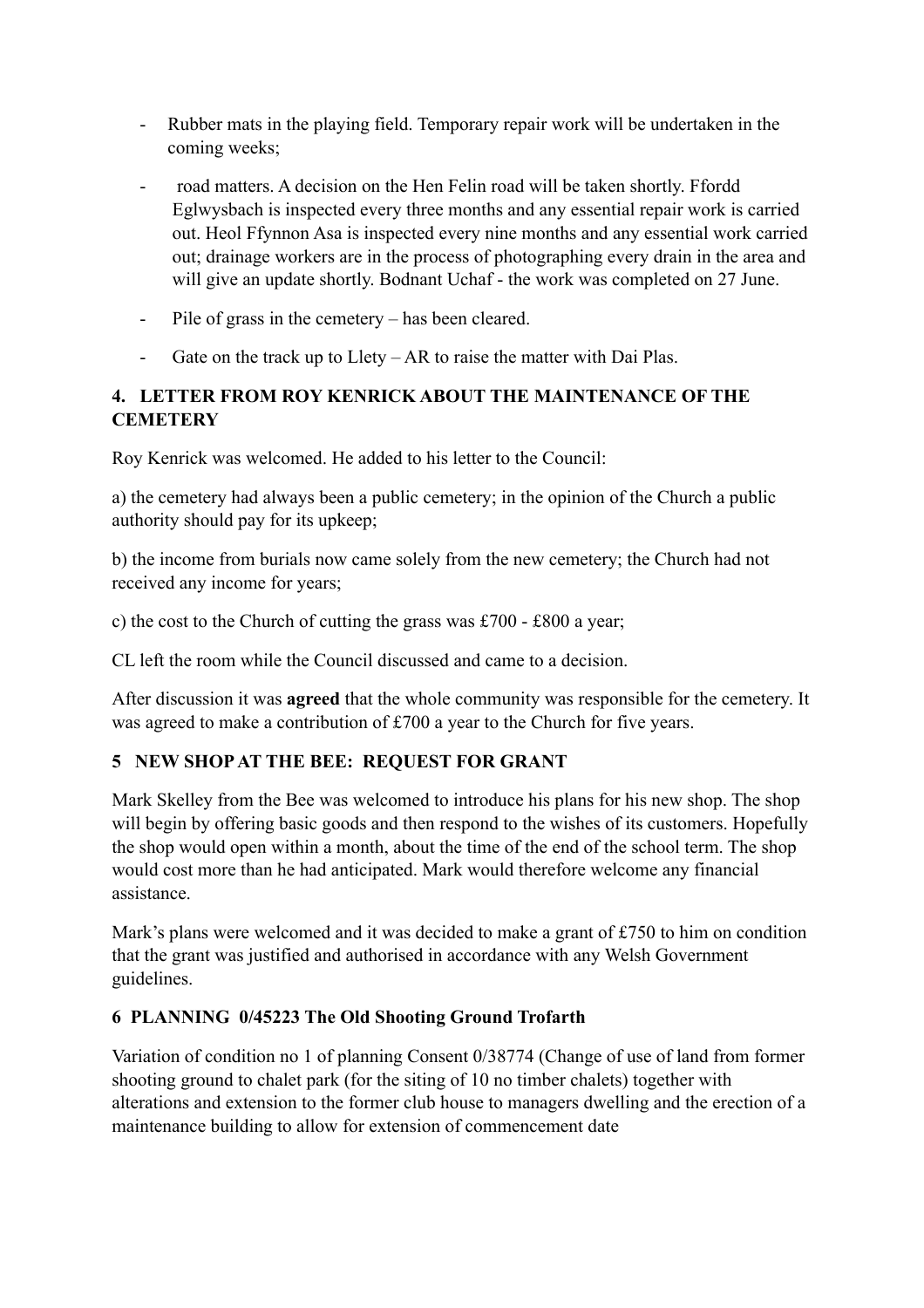- Rubber mats in the playing field. Temporary repair work will be undertaken in the coming weeks;
- road matters. A decision on the Hen Felin road will be taken shortly. Ffordd Eglwysbach is inspected every three months and any essential repair work is carried out. Heol Ffynnon Asa is inspected every nine months and any essential work carried out; drainage workers are in the process of photographing every drain in the area and will give an update shortly. Bodnant Uchaf - the work was completed on 27 June.
- Pile of grass in the cemetery – has been cleared.
- Gate on the track up to Llety – AR to raise the matter with Dai Plas.

## 4. LETTER FROM ROY KENRICK ABOUT THE MAINTENANCE OF THE CEMETERY

Roy Kenrick was welcomed. He added to his letter to the Council:

a) the cemetery had always been a public cemetery; in the opinion of the Church a public authority should pay for its upkeep;

b) the income from burials now came solely from the new cemetery; the Church had not received any income for years;

c) the cost to the Church of cutting the grass was £700 - £800 a year;

CL left the room while the Council discussed and came to a decision.

After discussion it was **agreed** that the whole community was responsible for the cemetery. It was agreed to make a contribution of £700 a year to the Church for five years.

## 5 NEW SHOP AT THE BEE: REQUEST FOR GRANT

Mark Skelley from the Bee was welcomed to introduce his plans for his new shop. The shop will begin by offering basic goods and then respond to the wishes of its customers. Hopefully the shop would open within a month, about the time of the end of the school term. The shop would cost more than he had anticipated. Mark would therefore welcome any financial assistance.

Mark's plans were welcomed and it was decided to make a grant of £750 to him on condition that the grant was justified and authorised in accordance with any Welsh Government guidelines.

## 6 PLANNING 0/45223 The Old Shooting Ground Trofarth

Variation of condition no 1 of planning Consent 0/38774 (Change of use of land from former shooting ground to chalet park (for the siting of 10 no timber chalets) together with alterations and extension to the former club house to managers dwelling and the erection of a maintenance building to allow for extension of commencement date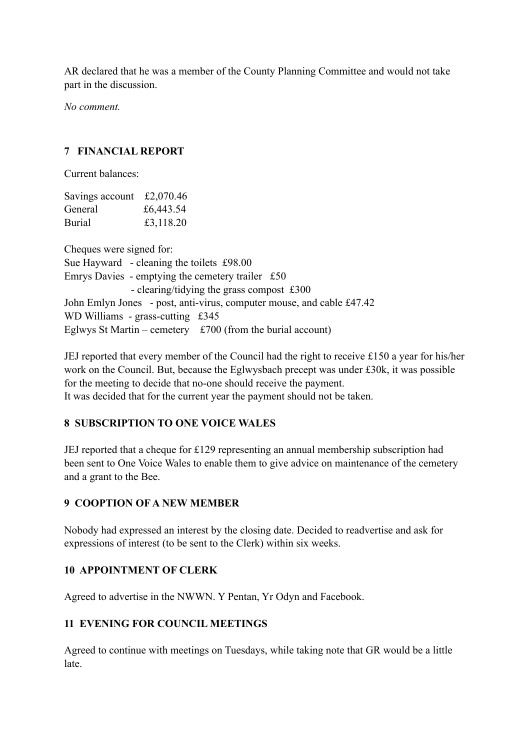AR declared that he was a member of the County Planning Committee and would not take part in the discussion.

*No comment.*

## 7 FINANCIAL REPORT

Current balances:

| | |
|---|---|
| Savings account | £2,070.46 |
| General | £6,443.54 |
| Burial | £3,118.20 |

Cheques were signed for:
Sue Hayward - cleaning the toilets £98.00
Emrys Davies - emptying the cemetery trailer £50
- clearing/tidying the grass compost £300

John Emlyn Jones - post, anti-virus, computer mouse, and cable £47.42
WD Williams - grass-cutting £345
Eglwys St Martin – cemetery £700 (from the burial account)

JEJ reported that every member of the Council had the right to receive £150 a year for his/her work on the Council. But, because the Eglwysbach precept was under £30k, it was possible for the meeting to decide that no-one should receive the payment.
It was decided that for the current year the payment should not be taken.

## 8 SUBSCRIPTION TO ONE VOICE WALES

JEJ reported that a cheque for £129 representing an annual membership subscription had been sent to One Voice Wales to enable them to give advice on maintenance of the cemetery and a grant to the Bee.

## 9 COOPTION OF A NEW MEMBER

Nobody had expressed an interest by the closing date. Decided to readvertise and ask for expressions of interest (to be sent to the Clerk) within six weeks.

## 10 APPOINTMENT OF CLERK

Agreed to advertise in the NWWN. Y Pentan, Yr Odyn and Facebook.

## 11 EVENING FOR COUNCIL MEETINGS

Agreed to continue with meetings on Tuesdays, while taking note that GR would be a little late.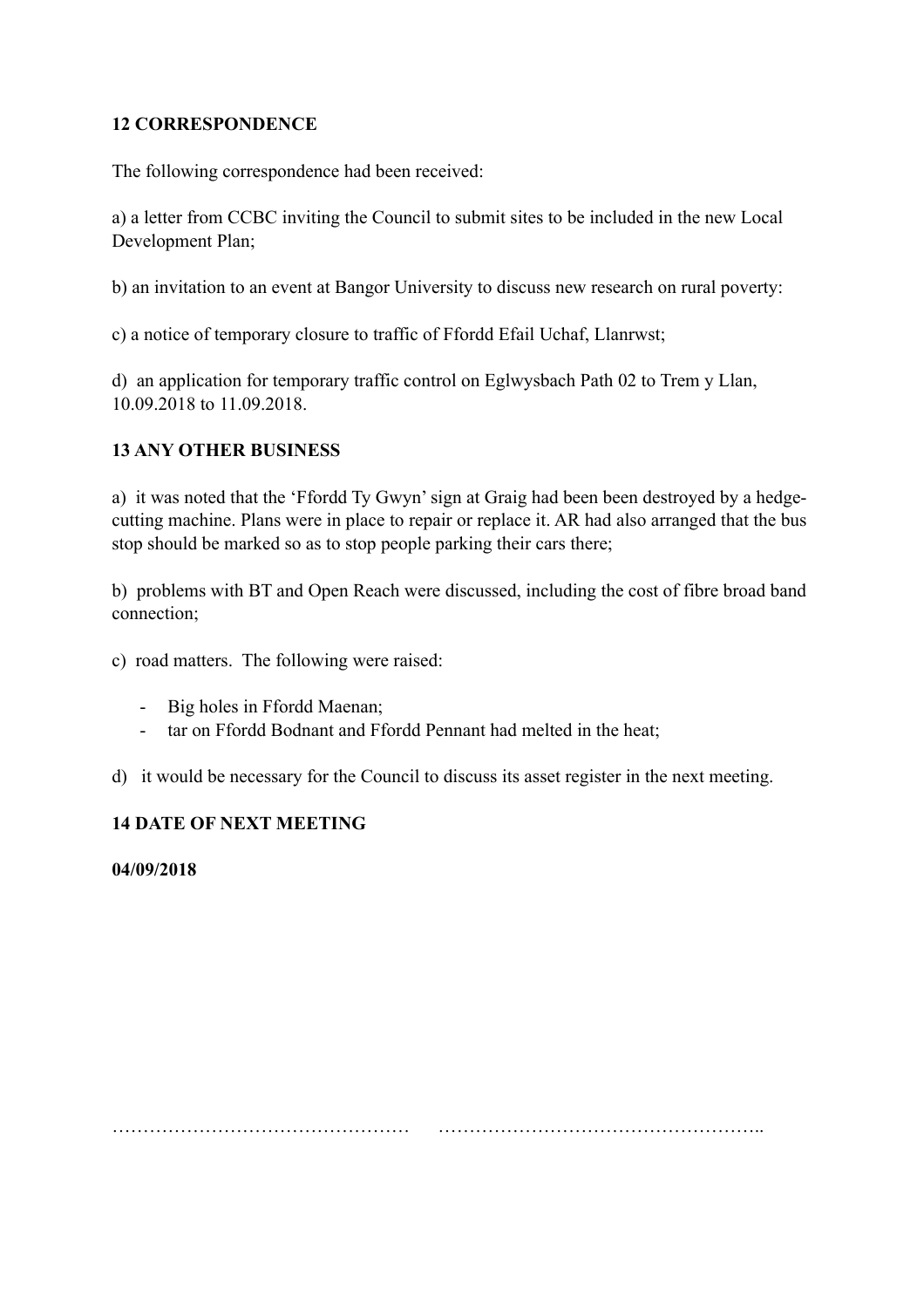## 12 CORRESPONDENCE

The following correspondence had been received:

a) a letter from CCBC inviting the Council to submit sites to be included in the new Local Development Plan;

b) an invitation to an event at Bangor University to discuss new research on rural poverty:

c) a notice of temporary closure to traffic of Ffordd Efail Uchaf, Llanrwst;

d) an application for temporary traffic control on Eglwysbach Path 02 to Trem y Llan, 10.09.2018 to 11.09.2018.

## 13 ANY OTHER BUSINESS

a) it was noted that the 'Ffordd Ty Gwyn' sign at Graig had been been destroyed by a hedge-cutting machine. Plans were in place to repair or replace it. AR had also arranged that the bus stop should be marked so as to stop people parking their cars there;

b) problems with BT and Open Reach were discussed, including the cost of fibre broad band connection;

c) road matters. The following were raised:

- Big holes in Ffordd Maenan;
- tar on Ffordd Bodnant and Ffordd Pennant had melted in the heat;

d) it would be necessary for the Council to discuss its asset register in the next meeting.

## 14 DATE OF NEXT MEETING

**04/09/2018**

…………………………………………     ……………………………………………..